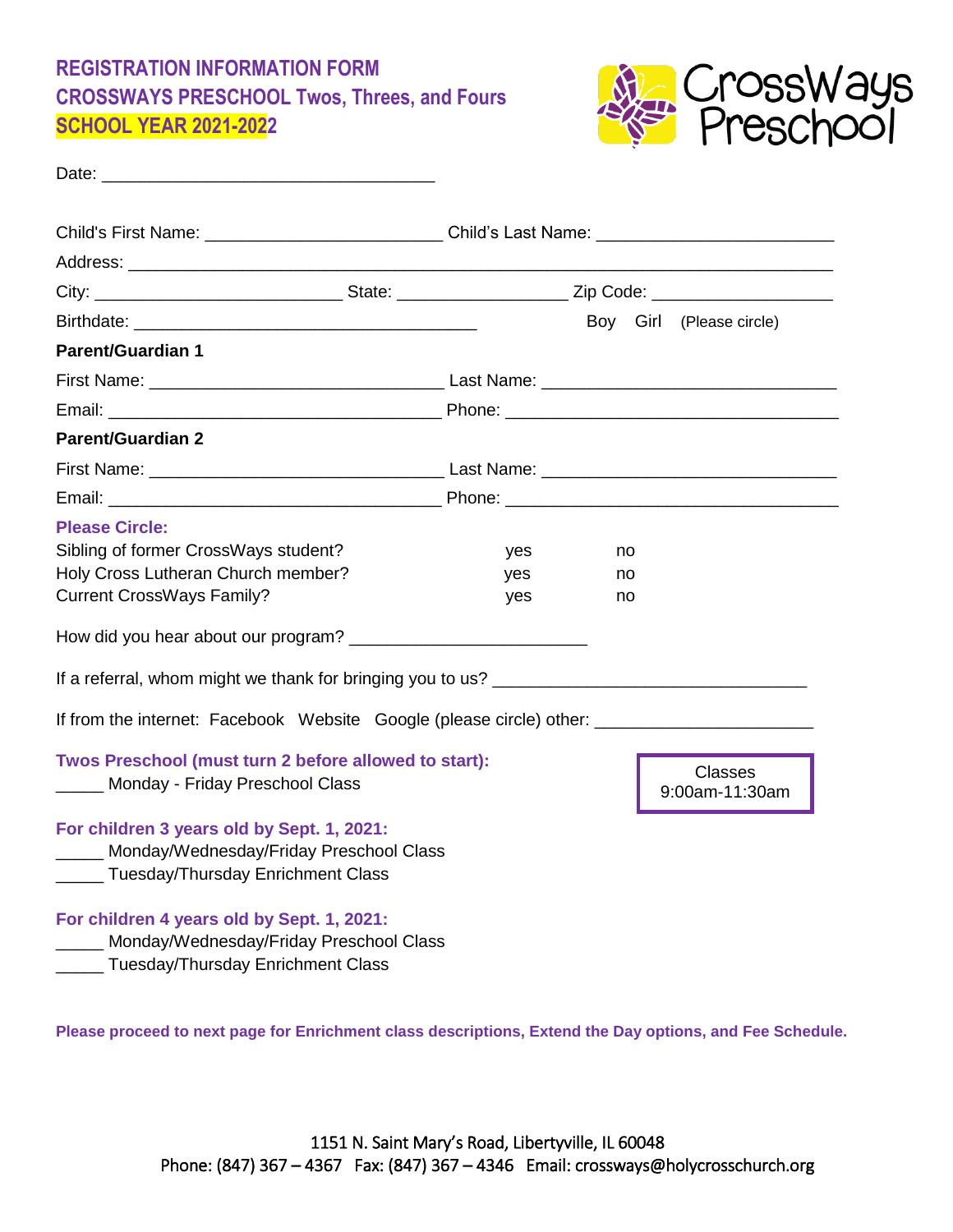# REGISTRATION INFORMATION FORM
## CROSSWAYS PRESCHOOL Twos, Threes, and Fours
## SCHOOL YEAR 2021-2022

CrossWays Preschool

Date: ___________________________________

Child's First Name: _________________________ Child's Last Name: _________________________

Address: ___________________________________________________________________________

City: __________________________ State: __________________ Zip Code: ___________________

Birthdate: ____________________________________ Boy Girl (Please circle)

**Parent/Guardian 1**

First Name: _______________________________ Last Name: _______________________________

Email: ___________________________________ Phone: ___________________________________

**Parent/Guardian 2**

First Name: _______________________________ Last Name: _______________________________

Email: ___________________________________ Phone: ___________________________________

**Please Circle:**

| | | |
|---|---|---|
| Sibling of former CrossWays student? | yes | no |
| Holy Cross Lutheran Church member? | yes | no |
| Current CrossWays Family? | yes | no |

How did you hear about our program? _________________________

If a referral, whom might we thank for bringing you to us? _________________________________

If from the internet: Facebook Website Google (please circle) other: ______________________

**Twos Preschool (must turn 2 before allowed to start):**

_____ Monday - Friday Preschool Class

Classes 9:00am-11:30am

**For children 3 years old by Sept. 1, 2021:**

_____ Monday/Wednesday/Friday Preschool Class

_____ Tuesday/Thursday Enrichment Class

**For children 4 years old by Sept. 1, 2021:**

_____ Monday/Wednesday/Friday Preschool Class

_____ Tuesday/Thursday Enrichment Class

**Please proceed to next page for Enrichment class descriptions, Extend the Day options, and Fee Schedule.**

1151 N. Saint Mary's Road, Libertyville, IL 60048
Phone: (847) 367 – 4367 Fax: (847) 367 – 4346 Email: crossways@holycrosschurch.org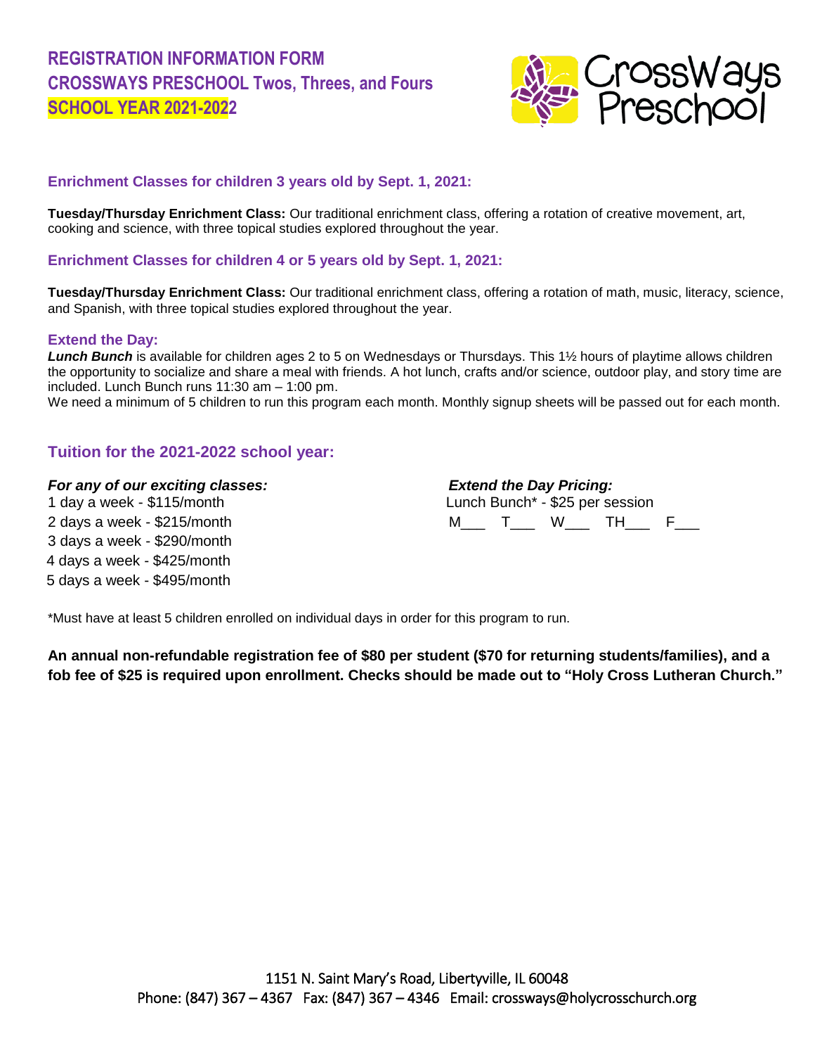# REGISTRATION INFORMATION FORM
# CROSSWAYS PRESCHOOL Twos, Threes, and Fours
# SCHOOL YEAR 2021-2022

CrossWays Preschool

### Enrichment Classes for children 3 years old by Sept. 1, 2021:

**Tuesday/Thursday Enrichment Class:** Our traditional enrichment class, offering a rotation of creative movement, art, cooking and science, with three topical studies explored throughout the year.

### Enrichment Classes for children 4 or 5 years old by Sept. 1, 2021:

**Tuesday/Thursday Enrichment Class:** Our traditional enrichment class, offering a rotation of math, music, literacy, science, and Spanish, with three topical studies explored throughout the year.

### Extend the Day:

***Lunch Bunch*** is available for children ages 2 to 5 on Wednesdays or Thursdays. This 1½ hours of playtime allows children the opportunity to socialize and share a meal with friends. A hot lunch, crafts and/or science, outdoor play, and story time are included. Lunch Bunch runs 11:30 am – 1:00 pm.

We need a minimum of 5 children to run this program each month. Monthly signup sheets will be passed out for each month.

## Tuition for the 2021-2022 school year:

***For any of our exciting classes:***

1 day a week - $115/month
2 days a week - $215/month
3 days a week - $290/month
4 days a week - $425/month
5 days a week - $495/month

***Extend the Day Pricing:***

Lunch Bunch* - $25 per session

M___ T___ W___ TH___ F___

*Must have at least 5 children enrolled on individual days in order for this program to run.

**An annual non-refundable registration fee of $80 per student ($70 for returning students/families), and a fob fee of $25 is required upon enrollment. Checks should be made out to "Holy Cross Lutheran Church."**

1151 N. Saint Mary's Road, Libertyville, IL 60048
Phone: (847) 367 – 4367 Fax: (847) 367 – 4346 Email: crossways@holycrosschurch.org